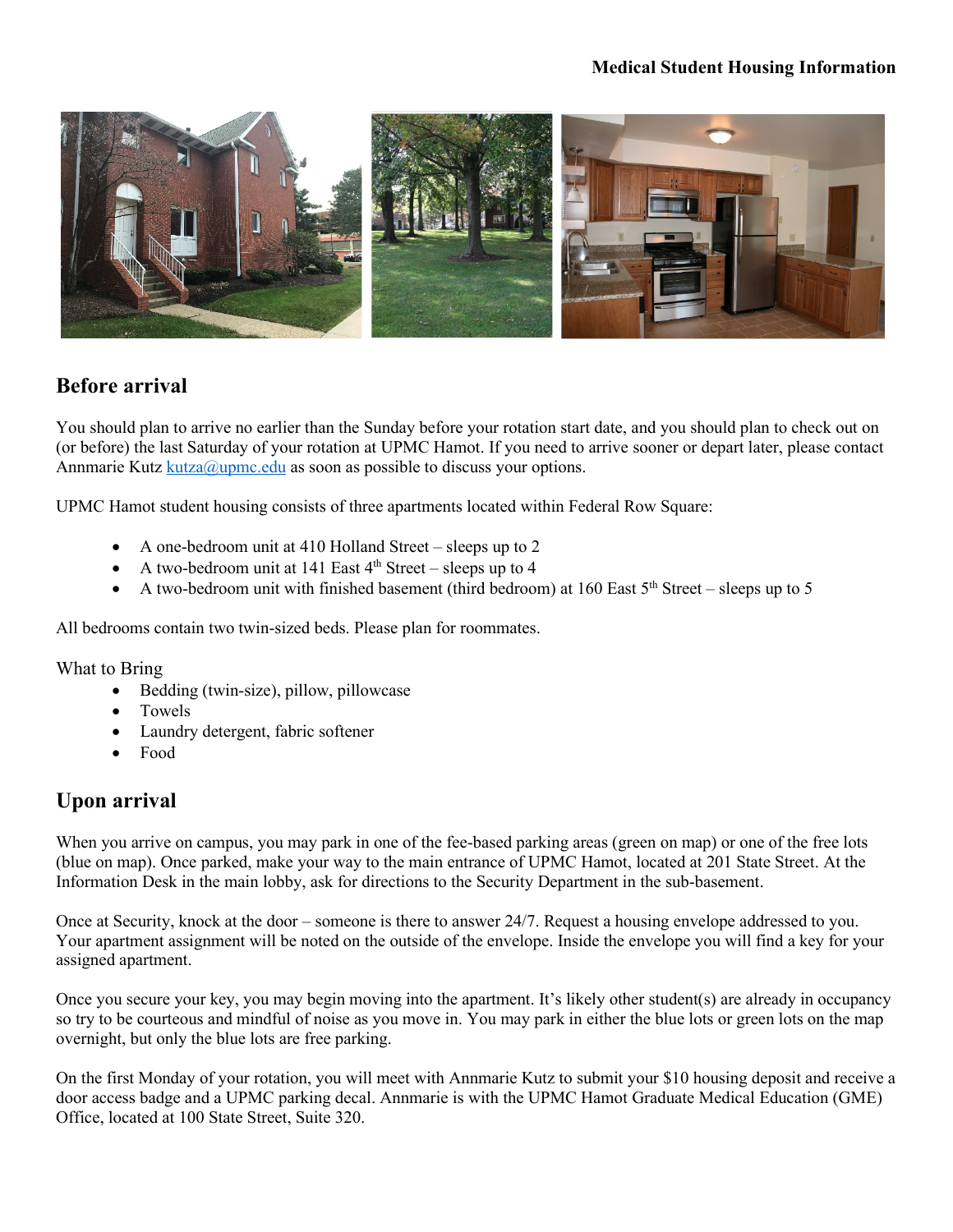# Medical Student Housing Information

## Before arrival

You should plan to arrive no earlier than the Sunday before your rotation start date, and you should plan to check out on (or before) the last Saturday of your rotation at UPMC Hamot. If you need to arrive sooner or depart later, please contact Annmarie Kutz kutza@upmc.edu as soon as possible to discuss your options.

UPMC Hamot student housing consists of three apartments located within Federal Row Square:

- A one-bedroom unit at 410 Holland Street – sleeps up to 2
- A two-bedroom unit at 141 East 4th Street – sleeps up to 4
- A two-bedroom unit with finished basement (third bedroom) at 160 East 5th Street – sleeps up to 5

All bedrooms contain two twin-sized beds. Please plan for roommates.

What to Bring

- Bedding (twin-size), pillow, pillowcase
- Towels
- Laundry detergent, fabric softener
- Food

## Upon arrival

When you arrive on campus, you may park in one of the fee-based parking areas (green on map) or one of the free lots (blue on map). Once parked, make your way to the main entrance of UPMC Hamot, located at 201 State Street. At the Information Desk in the main lobby, ask for directions to the Security Department in the sub-basement.

Once at Security, knock at the door – someone is there to answer 24/7. Request a housing envelope addressed to you. Your apartment assignment will be noted on the outside of the envelope. Inside the envelope you will find a key for your assigned apartment.

Once you secure your key, you may begin moving into the apartment. It's likely other student(s) are already in occupancy so try to be courteous and mindful of noise as you move in. You may park in either the blue lots or green lots on the map overnight, but only the blue lots are free parking.

On the first Monday of your rotation, you will meet with Annmarie Kutz to submit your $10 housing deposit and receive a door access badge and a UPMC parking decal. Annmarie is with the UPMC Hamot Graduate Medical Education (GME) Office, located at 100 State Street, Suite 320.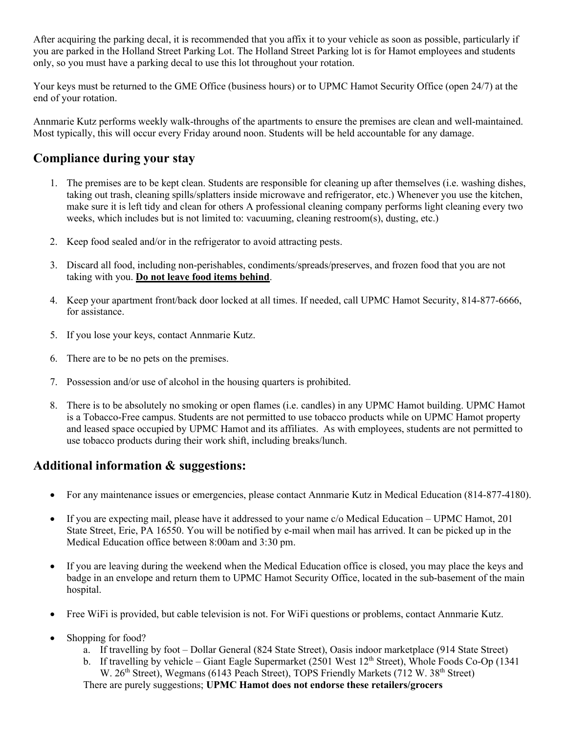After acquiring the parking decal, it is recommended that you affix it to your vehicle as soon as possible, particularly if you are parked in the Holland Street Parking Lot. The Holland Street Parking lot is for Hamot employees and students only, so you must have a parking decal to use this lot throughout your rotation.

Your keys must be returned to the GME Office (business hours) or to UPMC Hamot Security Office (open 24/7) at the end of your rotation.

Annmarie Kutz performs weekly walk-throughs of the apartments to ensure the premises are clean and well-maintained. Most typically, this will occur every Friday around noon. Students will be held accountable for any damage.

## Compliance during your stay

1. The premises are to be kept clean. Students are responsible for cleaning up after themselves (i.e. washing dishes, taking out trash, cleaning spills/splatters inside microwave and refrigerator, etc.) Whenever you use the kitchen, make sure it is left tidy and clean for others A professional cleaning company performs light cleaning every two weeks, which includes but is not limited to: vacuuming, cleaning restroom(s), dusting, etc.)

2. Keep food sealed and/or in the refrigerator to avoid attracting pests.

3. Discard all food, including non-perishables, condiments/spreads/preserves, and frozen food that you are not taking with you. **Do not leave food items behind**.

4. Keep your apartment front/back door locked at all times. If needed, call UPMC Hamot Security, 814-877-6666, for assistance.

5. If you lose your keys, contact Annmarie Kutz.

6. There are to be no pets on the premises.

7. Possession and/or use of alcohol in the housing quarters is prohibited.

8. There is to be absolutely no smoking or open flames (i.e. candles) in any UPMC Hamot building. UPMC Hamot is a Tobacco-Free campus. Students are not permitted to use tobacco products while on UPMC Hamot property and leased space occupied by UPMC Hamot and its affiliates. As with employees, students are not permitted to use tobacco products during their work shift, including breaks/lunch.

## Additional information & suggestions:

- For any maintenance issues or emergencies, please contact Annmarie Kutz in Medical Education (814-877-4180).

- If you are expecting mail, please have it addressed to your name c/o Medical Education – UPMC Hamot, 201 State Street, Erie, PA 16550. You will be notified by e-mail when mail has arrived. It can be picked up in the Medical Education office between 8:00am and 3:30 pm.

- If you are leaving during the weekend when the Medical Education office is closed, you may place the keys and badge in an envelope and return them to UPMC Hamot Security Office, located in the sub-basement of the main hospital.

- Free WiFi is provided, but cable television is not. For WiFi questions or problems, contact Annmarie Kutz.

- Shopping for food?
  a. If travelling by foot – Dollar General (824 State Street), Oasis indoor marketplace (914 State Street)
  b. If travelling by vehicle – Giant Eagle Supermarket (2501 West 12th Street), Whole Foods Co-Op (1341 W. 26th Street), Wegmans (6143 Peach Street), TOPS Friendly Markets (712 W. 38th Street)

  There are purely suggestions; **UPMC Hamot does not endorse these retailers/grocers**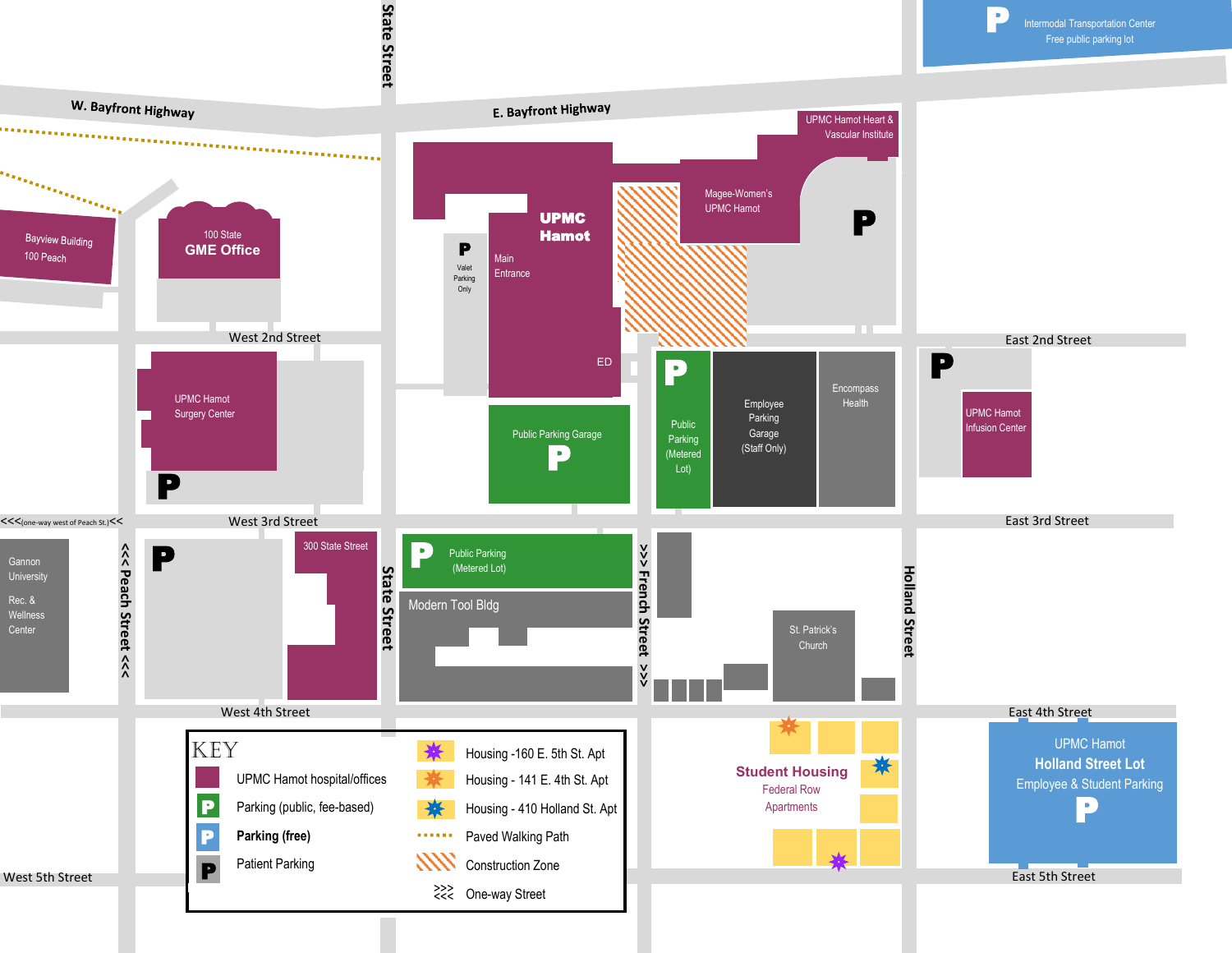Intermodal Transportation Center
Free public parking lot

W. Bayfront Highway

E. Bayfront Highway

State Street

UPMC Hamot Heart & Vascular Institute

Magee-Women's UPMC Hamot

UPMC Hamot

Main Entrance

Valet Parking Only

ED

Bayview Building
100 Peach

100 State
GME Office

West 2nd Street

East 2nd Street

UPMC Hamot Surgery Center

Public Parking Garage

Public Parking (Metered Lot)

Employee Parking Garage (Staff Only)

Encompass Health

UPMC Hamot Infusion Center

<<<(one-way west of Peach St.)<<

West 3rd Street

East 3rd Street

Gannon University Rec. & Wellness Center

<<< Peach Street <<<

300 State Street

Public Parking (Metered Lot)

Modern Tool Bldg

>>> French Street >>>

St. Patrick's Church

Holland Street

West 4th Street

East 4th Street

Student Housing
Federal Row Apartments

UPMC Hamot
Holland Street Lot
Employee & Student Parking

West 5th Street

East 5th Street

**KEY**

| Symbol | Meaning | Symbol | Meaning |
| --- | --- | --- | --- |
| Purple box | UPMC Hamot hospital/offices | Purple star | Housing -160 E. 5th St. Apt |
| Green P | Parking (public, fee-based) | Orange star | Housing - 141 E. 4th St. Apt |
| Blue P | **Parking (free)** | Blue star | Housing - 410 Holland St. Apt |
| Gray P | Patient Parking | Dotted line | Paved Walking Path |
| | | Orange hatching | Construction Zone |
| | | >>> | One-way Street |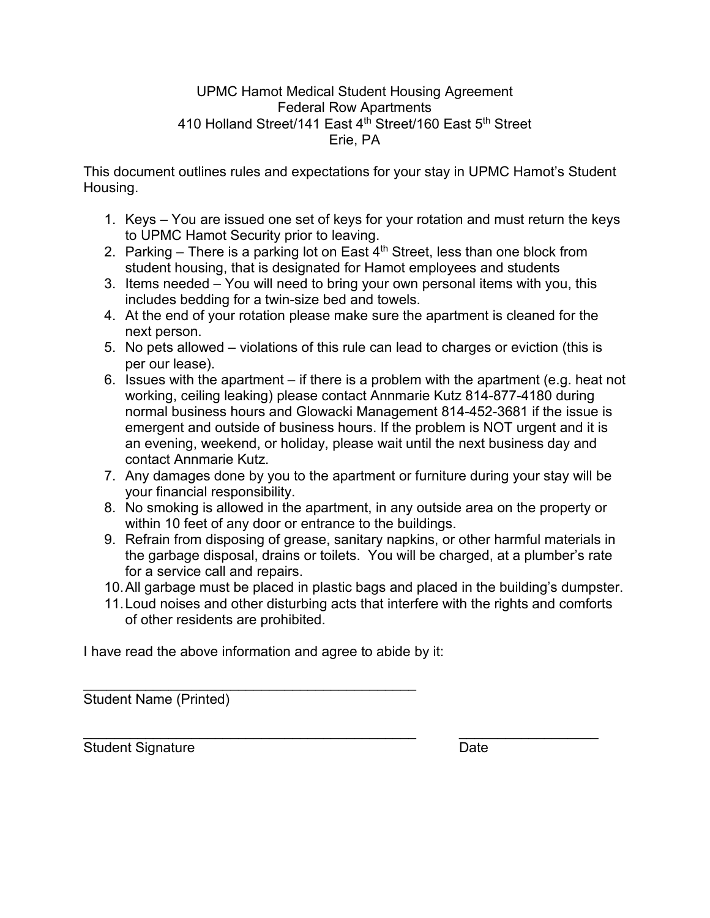# UPMC Hamot Medical Student Housing Agreement
## Federal Row Apartments
## 410 Holland Street/141 East 4th Street/160 East 5th Street
## Erie, PA

This document outlines rules and expectations for your stay in UPMC Hamot's Student Housing.

1. Keys – You are issued one set of keys for your rotation and must return the keys to UPMC Hamot Security prior to leaving.
2. Parking – There is a parking lot on East 4th Street, less than one block from student housing, that is designated for Hamot employees and students
3. Items needed – You will need to bring your own personal items with you, this includes bedding for a twin-size bed and towels.
4. At the end of your rotation please make sure the apartment is cleaned for the next person.
5. No pets allowed – violations of this rule can lead to charges or eviction (this is per our lease).
6. Issues with the apartment – if there is a problem with the apartment (e.g. heat not working, ceiling leaking) please contact Annmarie Kutz 814-877-4180 during normal business hours and Glowacki Management 814-452-3681 if the issue is emergent and outside of business hours. If the problem is NOT urgent and it is an evening, weekend, or holiday, please wait until the next business day and contact Annmarie Kutz.
7. Any damages done by you to the apartment or furniture during your stay will be your financial responsibility.
8. No smoking is allowed in the apartment, in any outside area on the property or within 10 feet of any door or entrance to the buildings.
9. Refrain from disposing of grease, sanitary napkins, or other harmful materials in the garbage disposal, drains or toilets. You will be charged, at a plumber's rate for a service call and repairs.
10. All garbage must be placed in plastic bags and placed in the building's dumpster.
11. Loud noises and other disturbing acts that interfere with the rights and comforts of other residents are prohibited.

I have read the above information and agree to abide by it:

______________________________________________
Student Name (Printed)

______________________________________________ ___________________
Student Signature Date